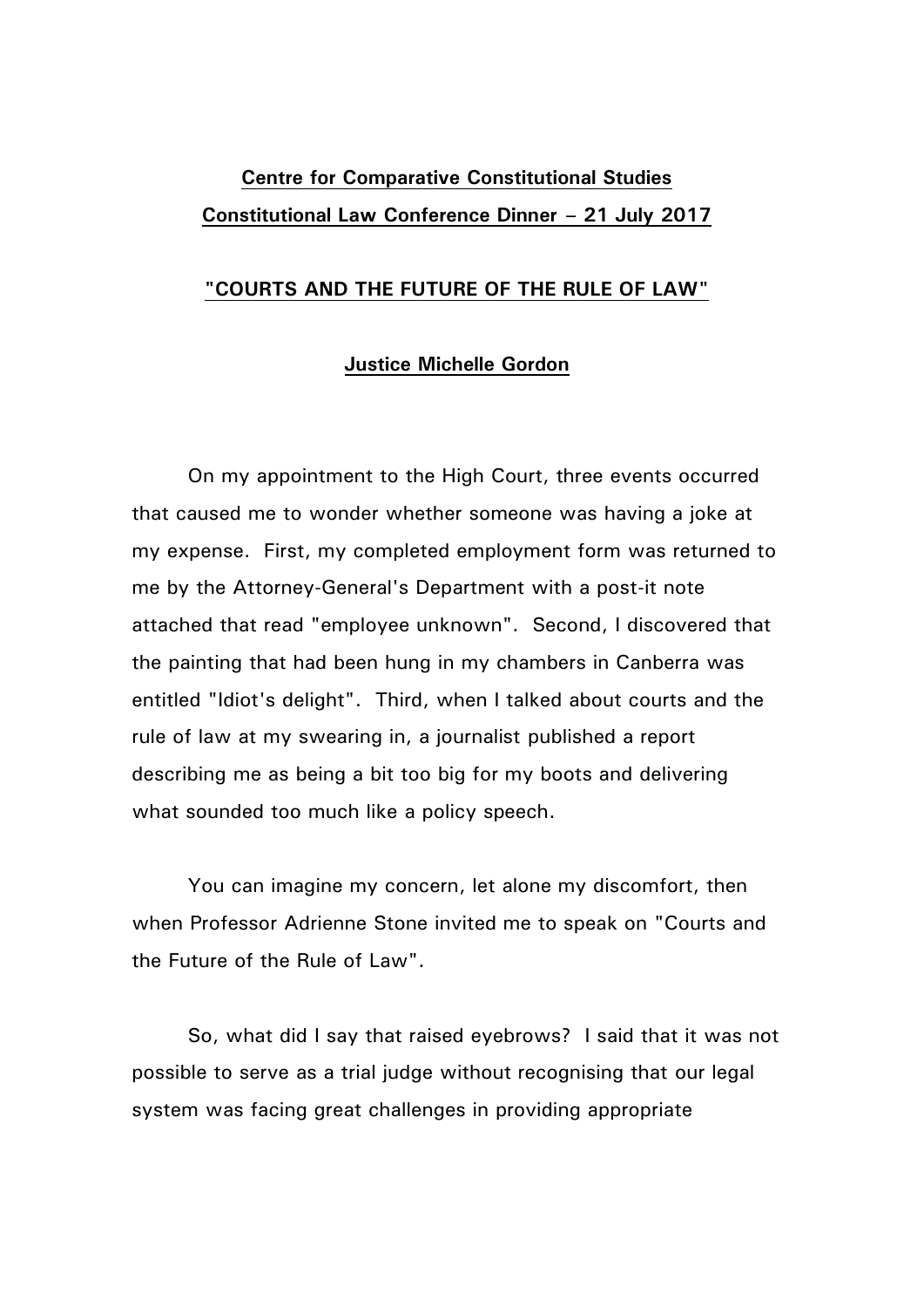**Centre for Comparative Constitutional Studies**

**Constitutional Law Conference Dinner – 21 July 2017**

**"COURTS AND THE FUTURE OF THE RULE OF LAW"**

**Justice Michelle Gordon**

On my appointment to the High Court, three events occurred that caused me to wonder whether someone was having a joke at my expense. First, my completed employment form was returned to me by the Attorney-General's Department with a post-it note attached that read "employee unknown". Second, I discovered that the painting that had been hung in my chambers in Canberra was entitled "Idiot's delight". Third, when I talked about courts and the rule of law at my swearing in, a journalist published a report describing me as being a bit too big for my boots and delivering what sounded too much like a policy speech.

You can imagine my concern, let alone my discomfort, then when Professor Adrienne Stone invited me to speak on "Courts and the Future of the Rule of Law".

So, what did I say that raised eyebrows? I said that it was not possible to serve as a trial judge without recognising that our legal system was facing great challenges in providing appropriate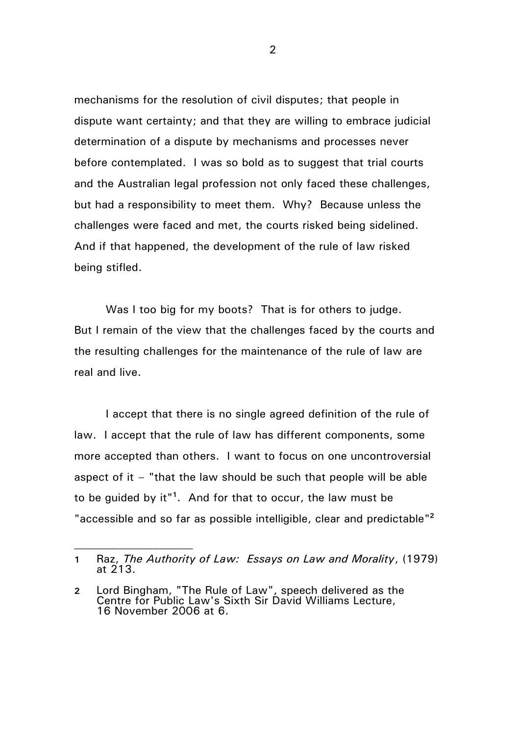mechanisms for the resolution of civil disputes; that people in dispute want certainty; and that they are willing to embrace judicial determination of a dispute by mechanisms and processes never before contemplated. I was so bold as to suggest that trial courts and the Australian legal profession not only faced these challenges, but had a responsibility to meet them. Why? Because unless the challenges were faced and met, the courts risked being sidelined. And if that happened, the development of the rule of law risked being stifled.

Was I too big for my boots? That is for others to judge. But I remain of the view that the challenges faced by the courts and the resulting challenges for the maintenance of the rule of law are real and live.

I accept that there is no single agreed definition of the rule of law. I accept that the rule of law has different components, some more accepted than others. I want to focus on one uncontroversial aspect of it – "that the law should be such that people will be able to be guided by it"[1]. And for that to occur, the law must be "accessible and so far as possible intelligible, clear and predictable"[2]

---

1 Raz, *The Authority of Law: Essays on Law and Morality*, (1979) at 213.

2 Lord Bingham, "The Rule of Law", speech delivered as the Centre for Public Law's Sixth Sir David Williams Lecture, 16 November 2006 at 6.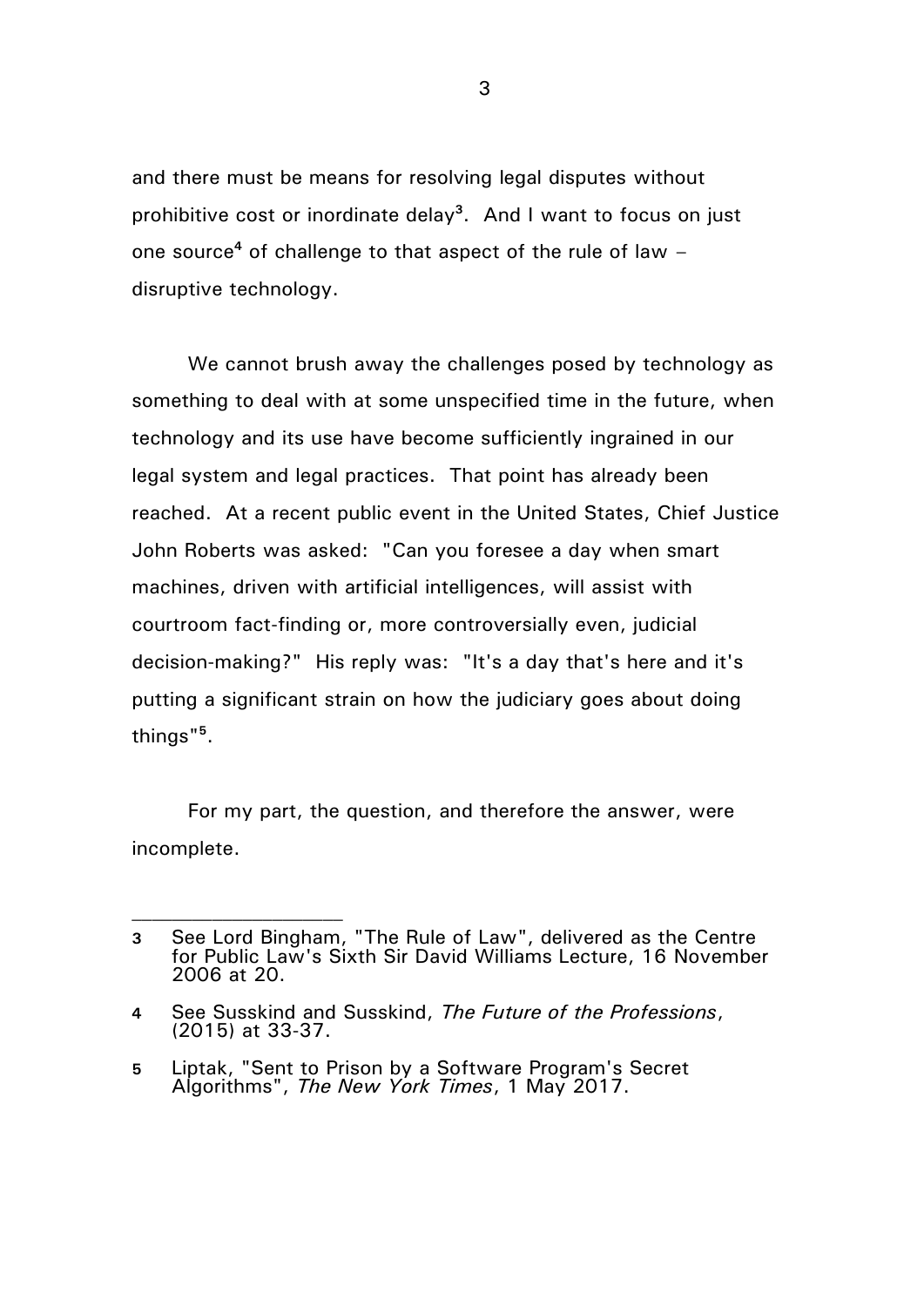and there must be means for resolving legal disputes without prohibitive cost or inordinate delay[3]. And I want to focus on just one source[4] of challenge to that aspect of the rule of law – disruptive technology.

We cannot brush away the challenges posed by technology as something to deal with at some unspecified time in the future, when technology and its use have become sufficiently ingrained in our legal system and legal practices. That point has already been reached. At a recent public event in the United States, Chief Justice John Roberts was asked: "Can you foresee a day when smart machines, driven with artificial intelligences, will assist with courtroom fact-finding or, more controversially even, judicial decision-making?" His reply was: "It's a day that's here and it's putting a significant strain on how the judiciary goes about doing things"[5].

For my part, the question, and therefore the answer, were incomplete.

---

[3] See Lord Bingham, "The Rule of Law", delivered as the Centre for Public Law's Sixth Sir David Williams Lecture, 16 November 2006 at 20.

[4] See Susskind and Susskind, *The Future of the Professions*, (2015) at 33-37.

[5] Liptak, "Sent to Prison by a Software Program's Secret Algorithms", *The New York Times*, 1 May 2017.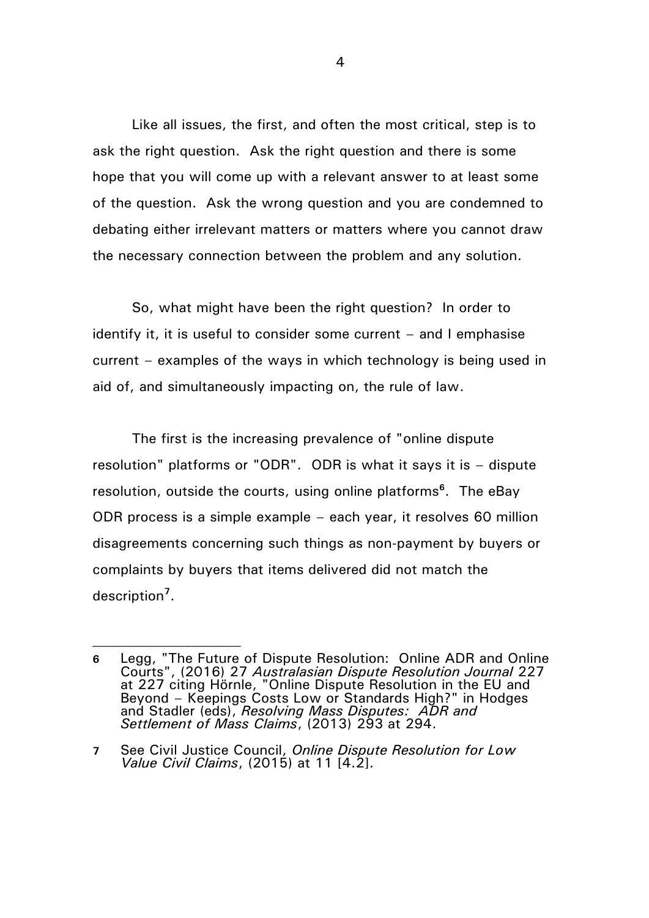Like all issues, the first, and often the most critical, step is to ask the right question. Ask the right question and there is some hope that you will come up with a relevant answer to at least some of the question. Ask the wrong question and you are condemned to debating either irrelevant matters or matters where you cannot draw the necessary connection between the problem and any solution.

So, what might have been the right question? In order to identify it, it is useful to consider some current – and I emphasise current – examples of the ways in which technology is being used in aid of, and simultaneously impacting on, the rule of law.

The first is the increasing prevalence of "online dispute resolution" platforms or "ODR". ODR is what it says it is – dispute resolution, outside the courts, using online platforms[6]. The eBay ODR process is a simple example – each year, it resolves 60 million disagreements concerning such things as non-payment by buyers or complaints by buyers that items delivered did not match the description[7].

---

**6** Legg, "The Future of Dispute Resolution: Online ADR and Online Courts", (2016) 27 *Australasian Dispute Resolution Journal* 227 at 227 citing Hörnle, "Online Dispute Resolution in the EU and Beyond – Keepings Costs Low or Standards High?" in Hodges and Stadler (eds), *Resolving Mass Disputes: ADR and Settlement of Mass Claims*, (2013) 293 at 294.

**7** See Civil Justice Council, *Online Dispute Resolution for Low Value Civil Claims*, (2015) at 11 [4.2].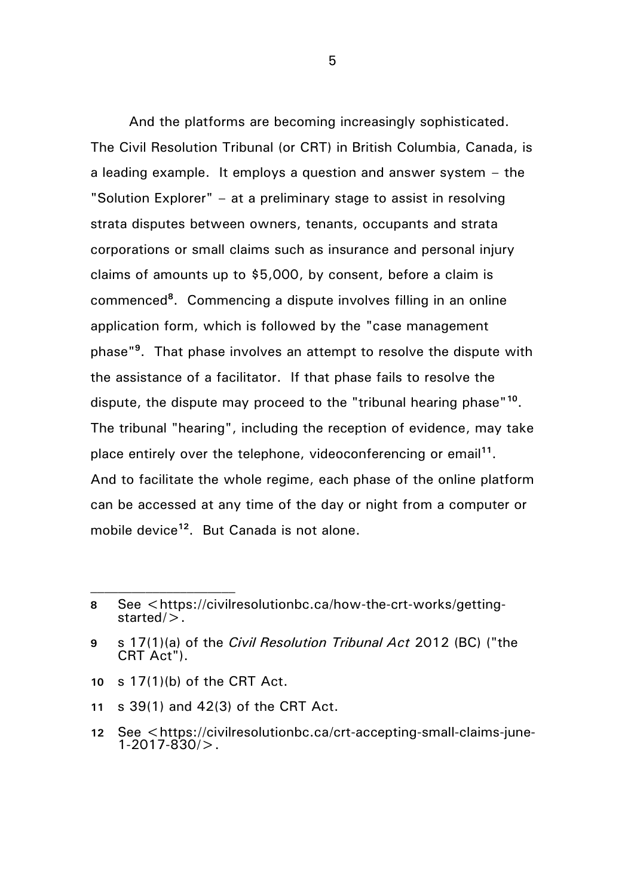And the platforms are becoming increasingly sophisticated. The Civil Resolution Tribunal (or CRT) in British Columbia, Canada, is a leading example. It employs a question and answer system – the "Solution Explorer" – at a preliminary stage to assist in resolving strata disputes between owners, tenants, occupants and strata corporations or small claims such as insurance and personal injury claims of amounts up to $5,000, by consent, before a claim is commenced[8]. Commencing a dispute involves filling in an online application form, which is followed by the "case management phase"[9]. That phase involves an attempt to resolve the dispute with the assistance of a facilitator. If that phase fails to resolve the dispute, the dispute may proceed to the "tribunal hearing phase"[10]. The tribunal "hearing", including the reception of evidence, may take place entirely over the telephone, videoconferencing or email[11]. And to facilitate the whole regime, each phase of the online platform can be accessed at any time of the day or night from a computer or mobile device[12]. But Canada is not alone.

---

**8** See <https://civilresolutionbc.ca/how-the-crt-works/getting-started/>.

**9** s 17(1)(a) of the *Civil Resolution Tribunal Act* 2012 (BC) ("the CRT Act").

**10** s 17(1)(b) of the CRT Act.

**11** s 39(1) and 42(3) of the CRT Act.

**12** See <https://civilresolutionbc.ca/crt-accepting-small-claims-june-1-2017-830/>.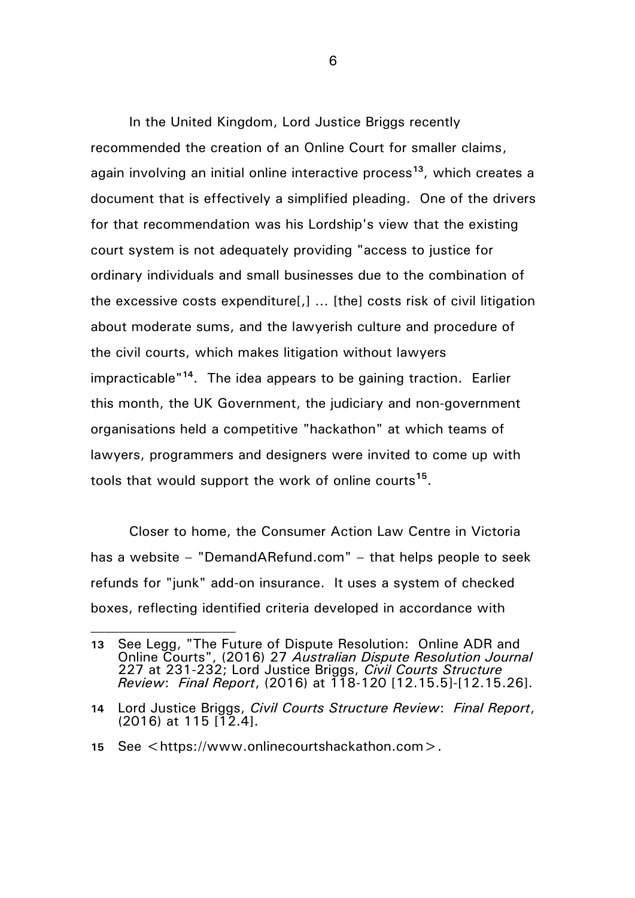In the United Kingdom, Lord Justice Briggs recently recommended the creation of an Online Court for smaller claims, again involving an initial online interactive process[13], which creates a document that is effectively a simplified pleading. One of the drivers for that recommendation was his Lordship's view that the existing court system is not adequately providing "access to justice for ordinary individuals and small businesses due to the combination of the excessive costs expenditure[,] ... [the] costs risk of civil litigation about moderate sums, and the lawyerish culture and procedure of the civil courts, which makes litigation without lawyers impracticable"[14]. The idea appears to be gaining traction. Earlier this month, the UK Government, the judiciary and non-government organisations held a competitive "hackathon" at which teams of lawyers, programmers and designers were invited to come up with tools that would support the work of online courts[15].

Closer to home, the Consumer Action Law Centre in Victoria has a website – "DemandARefund.com" – that helps people to seek refunds for "junk" add-on insurance. It uses a system of checked boxes, reflecting identified criteria developed in accordance with

---

**13** See Legg, "The Future of Dispute Resolution: Online ADR and Online Courts", (2016) 27 *Australian Dispute Resolution Journal* 227 at 231-232; Lord Justice Briggs, *Civil Courts Structure Review*: *Final Report*, (2016) at 118-120 [12.15.5]-[12.15.26].

**14** Lord Justice Briggs, *Civil Courts Structure Review*: *Final Report*, (2016) at 115 [12.4].

**15** See <https://www.onlinecourtshackathon.com>.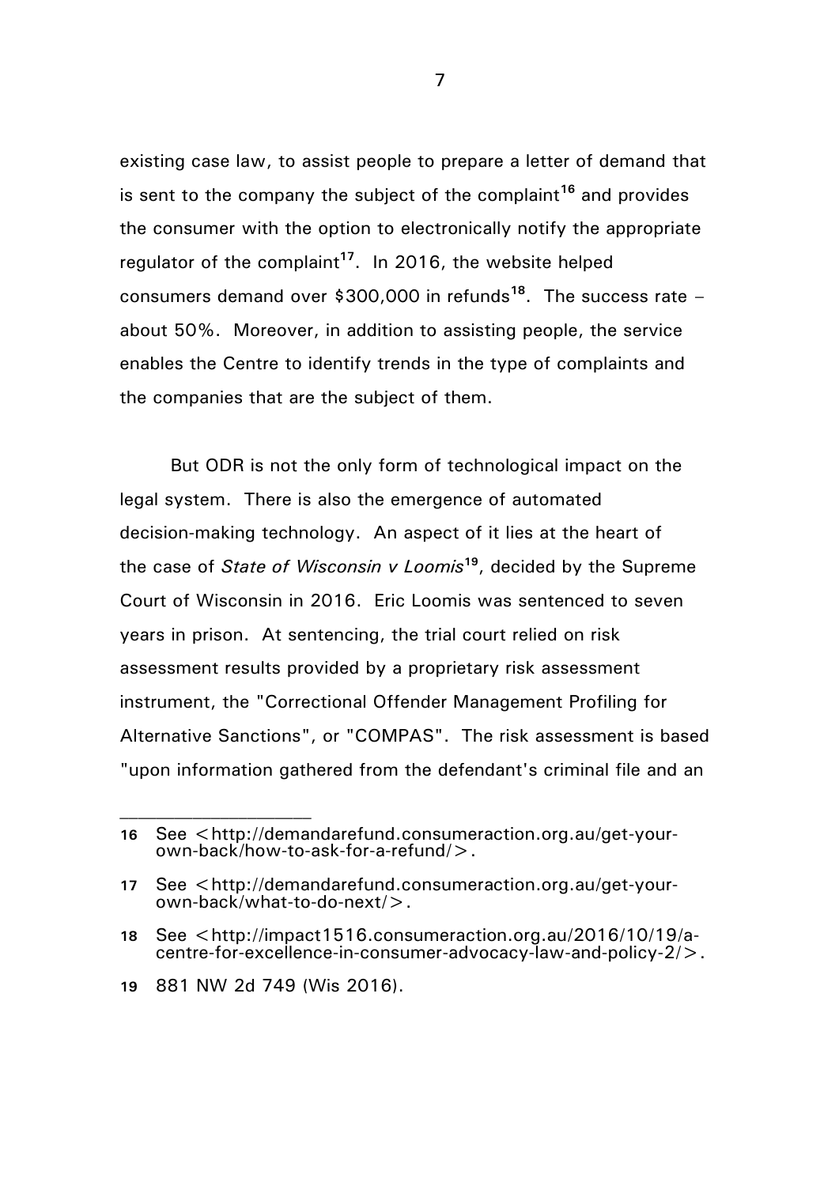existing case law, to assist people to prepare a letter of demand that is sent to the company the subject of the complaint[16] and provides the consumer with the option to electronically notify the appropriate regulator of the complaint[17]. In 2016, the website helped consumers demand over $300,000 in refunds[18]. The success rate – about 50%. Moreover, in addition to assisting people, the service enables the Centre to identify trends in the type of complaints and the companies that are the subject of them.

But ODR is not the only form of technological impact on the legal system. There is also the emergence of automated decision-making technology. An aspect of it lies at the heart of the case of *State of Wisconsin v Loomis*[19], decided by the Supreme Court of Wisconsin in 2016. Eric Loomis was sentenced to seven years in prison. At sentencing, the trial court relied on risk assessment results provided by a proprietary risk assessment instrument, the "Correctional Offender Management Profiling for Alternative Sanctions", or "COMPAS". The risk assessment is based "upon information gathered from the defendant's criminal file and an

---

**16** See <http://demandarefund.consumeraction.org.au/get-your-own-back/how-to-ask-for-a-refund/>.

**17** See <http://demandarefund.consumeraction.org.au/get-your-own-back/what-to-do-next/>.

**18** See <http://impact1516.consumeraction.org.au/2016/10/19/a-centre-for-excellence-in-consumer-advocacy-law-and-policy-2/>.

**19** 881 NW 2d 749 (Wis 2016).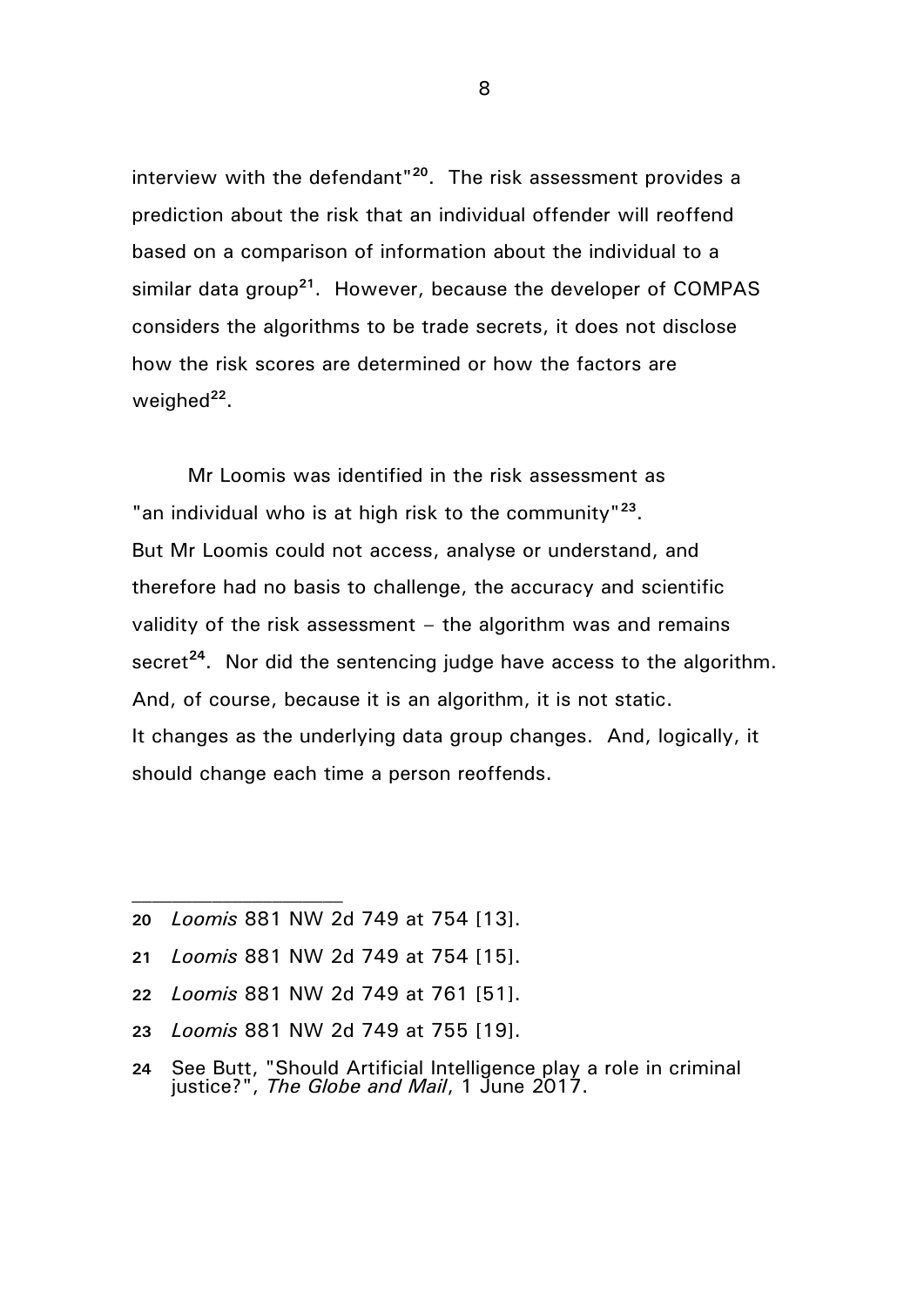interview with the defendant"[20]. The risk assessment provides a prediction about the risk that an individual offender will reoffend based on a comparison of information about the individual to a similar data group[21]. However, because the developer of COMPAS considers the algorithms to be trade secrets, it does not disclose how the risk scores are determined or how the factors are weighed[22].

Mr Loomis was identified in the risk assessment as "an individual who is at high risk to the community"[23]. But Mr Loomis could not access, analyse or understand, and therefore had no basis to challenge, the accuracy and scientific validity of the risk assessment – the algorithm was and remains secret[24]. Nor did the sentencing judge have access to the algorithm. And, of course, because it is an algorithm, it is not static. It changes as the underlying data group changes. And, logically, it should change each time a person reoffends.

---

**20** *Loomis* 881 NW 2d 749 at 754 [13].

**21** *Loomis* 881 NW 2d 749 at 754 [15].

**22** *Loomis* 881 NW 2d 749 at 761 [51].

**23** *Loomis* 881 NW 2d 749 at 755 [19].

**24** See Butt, "Should Artificial Intelligence play a role in criminal justice?", *The Globe and Mail*, 1 June 2017.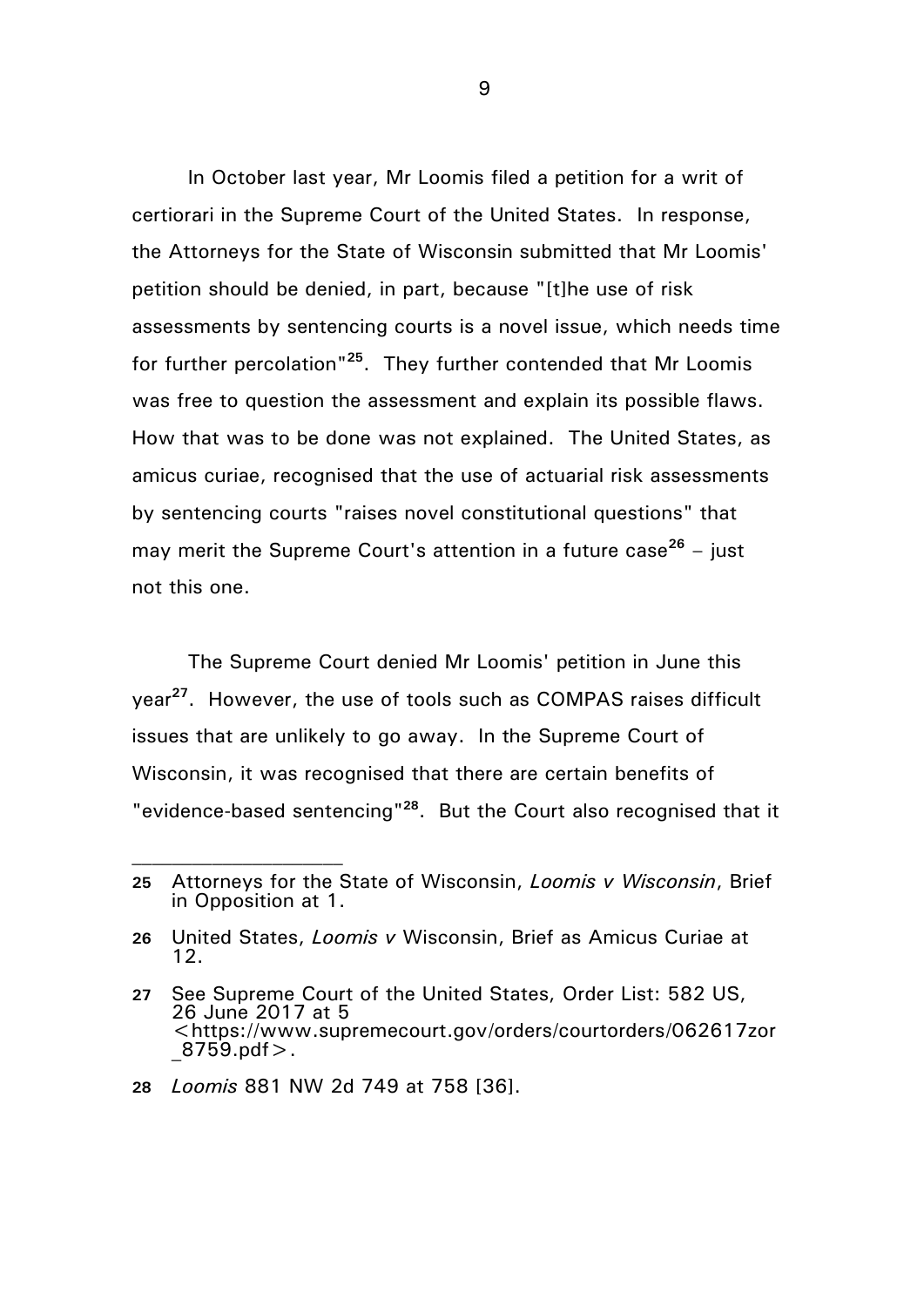In October last year, Mr Loomis filed a petition for a writ of certiorari in the Supreme Court of the United States. In response, the Attorneys for the State of Wisconsin submitted that Mr Loomis' petition should be denied, in part, because "[t]he use of risk assessments by sentencing courts is a novel issue, which needs time for further percolation"[25]. They further contended that Mr Loomis was free to question the assessment and explain its possible flaws. How that was to be done was not explained. The United States, as amicus curiae, recognised that the use of actuarial risk assessments by sentencing courts "raises novel constitutional questions" that may merit the Supreme Court's attention in a future case[26] – just not this one.

The Supreme Court denied Mr Loomis' petition in June this year[27]. However, the use of tools such as COMPAS raises difficult issues that are unlikely to go away. In the Supreme Court of Wisconsin, it was recognised that there are certain benefits of "evidence-based sentencing"[28]. But the Court also recognised that it

---

**25** Attorneys for the State of Wisconsin, *Loomis v Wisconsin*, Brief in Opposition at 1.

**26** United States, *Loomis v* Wisconsin, Brief as Amicus Curiae at 12.

**27** See Supreme Court of the United States, Order List: 582 US, 26 June 2017 at 5 <https://www.supremecourt.gov/orders/courtorders/062617zor_8759.pdf>.

**28** *Loomis* 881 NW 2d 749 at 758 [36].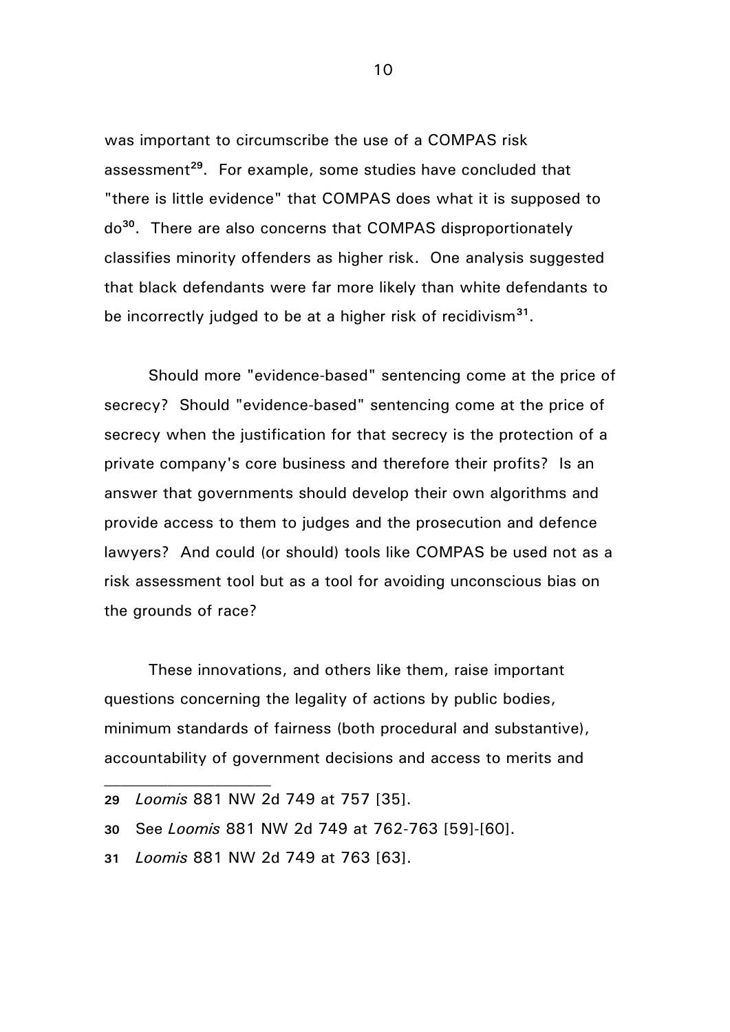was important to circumscribe the use of a COMPAS risk assessment[29]. For example, some studies have concluded that "there is little evidence" that COMPAS does what it is supposed to do[30]. There are also concerns that COMPAS disproportionately classifies minority offenders as higher risk. One analysis suggested that black defendants were far more likely than white defendants to be incorrectly judged to be at a higher risk of recidivism[31].

Should more "evidence-based" sentencing come at the price of secrecy? Should "evidence-based" sentencing come at the price of secrecy when the justification for that secrecy is the protection of a private company's core business and therefore their profits? Is an answer that governments should develop their own algorithms and provide access to them to judges and the prosecution and defence lawyers? And could (or should) tools like COMPAS be used not as a risk assessment tool but as a tool for avoiding unconscious bias on the grounds of race?

These innovations, and others like them, raise important questions concerning the legality of actions by public bodies, minimum standards of fairness (both procedural and substantive), accountability of government decisions and access to merits and

---

29 *Loomis* 881 NW 2d 749 at 757 [35].

30 See *Loomis* 881 NW 2d 749 at 762-763 [59]-[60].

31 *Loomis* 881 NW 2d 749 at 763 [63].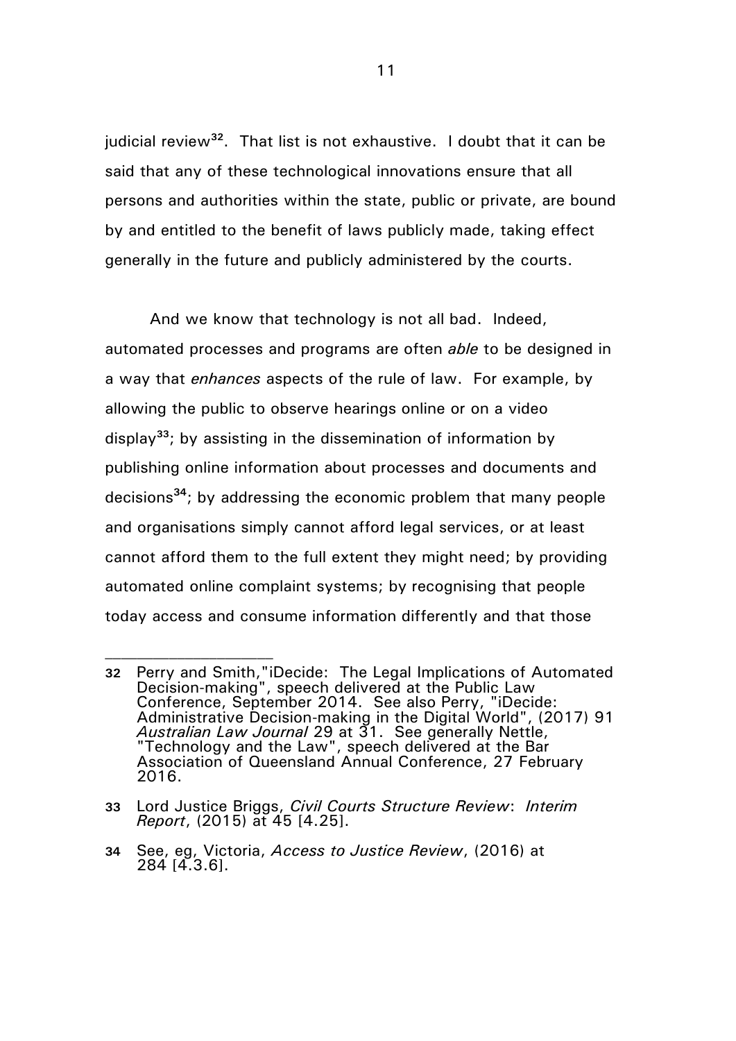judicial review[32]. That list is not exhaustive. I doubt that it can be said that any of these technological innovations ensure that all persons and authorities within the state, public or private, are bound by and entitled to the benefit of laws publicly made, taking effect generally in the future and publicly administered by the courts.

And we know that technology is not all bad. Indeed, automated processes and programs are often *able* to be designed in a way that *enhances* aspects of the rule of law. For example, by allowing the public to observe hearings online or on a video display[33]; by assisting in the dissemination of information by publishing online information about processes and documents and decisions[34]; by addressing the economic problem that many people and organisations simply cannot afford legal services, or at least cannot afford them to the full extent they might need; by providing automated online complaint systems; by recognising that people today access and consume information differently and that those

---

**32** Perry and Smith,"iDecide: The Legal Implications of Automated Decision-making", speech delivered at the Public Law Conference, September 2014. See also Perry, "iDecide: Administrative Decision-making in the Digital World", (2017) 91 *Australian Law Journal* 29 at 31. See generally Nettle, "Technology and the Law", speech delivered at the Bar Association of Queensland Annual Conference, 27 February 2016.

**33** Lord Justice Briggs, *Civil Courts Structure Review*: *Interim Report*, (2015) at 45 [4.25].

**34** See, eg, Victoria, *Access to Justice Review*, (2016) at 284 [4.3.6].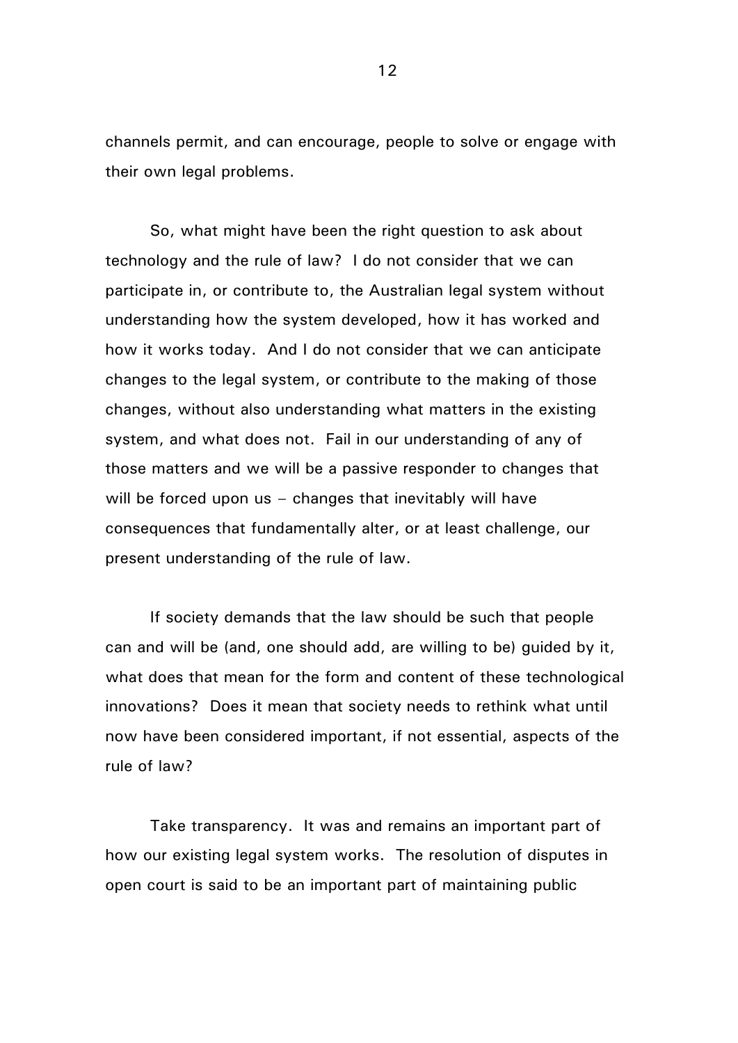channels permit, and can encourage, people to solve or engage with their own legal problems.

So, what might have been the right question to ask about technology and the rule of law? I do not consider that we can participate in, or contribute to, the Australian legal system without understanding how the system developed, how it has worked and how it works today. And I do not consider that we can anticipate changes to the legal system, or contribute to the making of those changes, without also understanding what matters in the existing system, and what does not. Fail in our understanding of any of those matters and we will be a passive responder to changes that will be forced upon us – changes that inevitably will have consequences that fundamentally alter, or at least challenge, our present understanding of the rule of law.

If society demands that the law should be such that people can and will be (and, one should add, are willing to be) guided by it, what does that mean for the form and content of these technological innovations? Does it mean that society needs to rethink what until now have been considered important, if not essential, aspects of the rule of law?

Take transparency. It was and remains an important part of how our existing legal system works. The resolution of disputes in open court is said to be an important part of maintaining public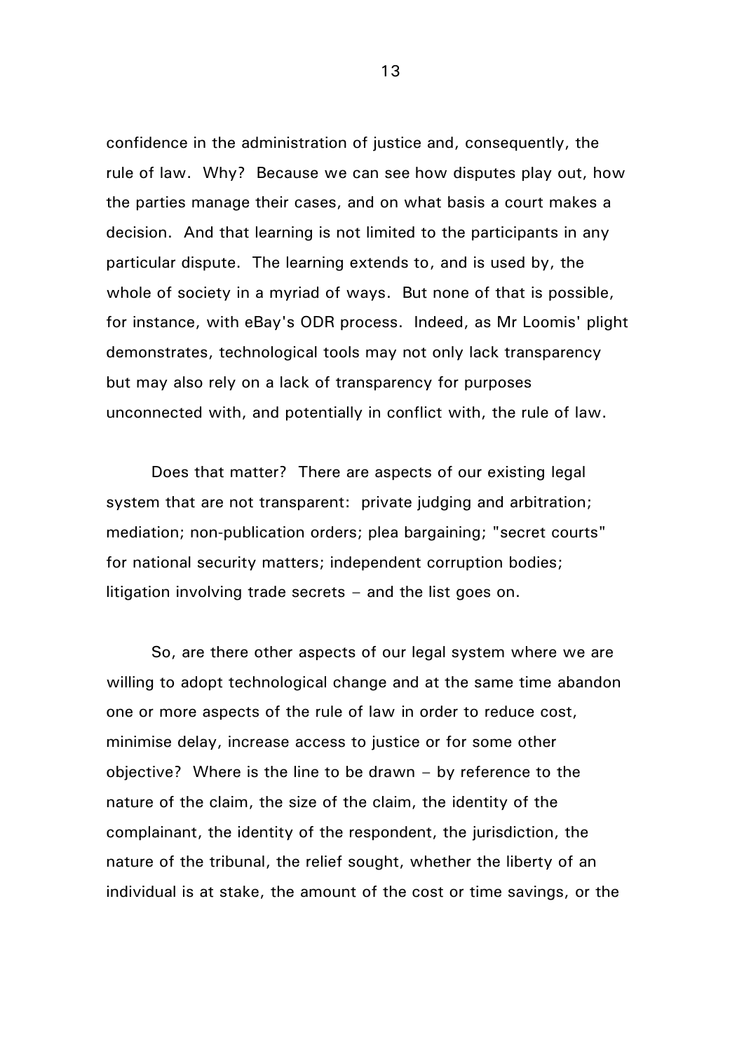confidence in the administration of justice and, consequently, the rule of law. Why? Because we can see how disputes play out, how the parties manage their cases, and on what basis a court makes a decision. And that learning is not limited to the participants in any particular dispute. The learning extends to, and is used by, the whole of society in a myriad of ways. But none of that is possible, for instance, with eBay's ODR process. Indeed, as Mr Loomis' plight demonstrates, technological tools may not only lack transparency but may also rely on a lack of transparency for purposes unconnected with, and potentially in conflict with, the rule of law.

Does that matter? There are aspects of our existing legal system that are not transparent: private judging and arbitration; mediation; non-publication orders; plea bargaining; "secret courts" for national security matters; independent corruption bodies; litigation involving trade secrets – and the list goes on.

So, are there other aspects of our legal system where we are willing to adopt technological change and at the same time abandon one or more aspects of the rule of law in order to reduce cost, minimise delay, increase access to justice or for some other objective? Where is the line to be drawn – by reference to the nature of the claim, the size of the claim, the identity of the complainant, the identity of the respondent, the jurisdiction, the nature of the tribunal, the relief sought, whether the liberty of an individual is at stake, the amount of the cost or time savings, or the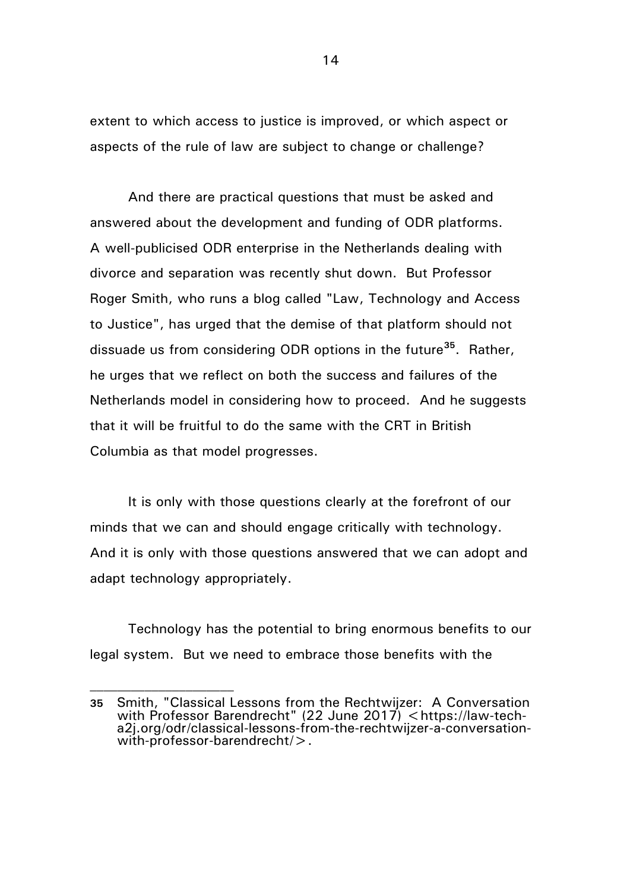extent to which access to justice is improved, or which aspect or aspects of the rule of law are subject to change or challenge?

And there are practical questions that must be asked and answered about the development and funding of ODR platforms. A well-publicised ODR enterprise in the Netherlands dealing with divorce and separation was recently shut down. But Professor Roger Smith, who runs a blog called "Law, Technology and Access to Justice", has urged that the demise of that platform should not dissuade us from considering ODR options in the future[35]. Rather, he urges that we reflect on both the success and failures of the Netherlands model in considering how to proceed. And he suggests that it will be fruitful to do the same with the CRT in British Columbia as that model progresses.

It is only with those questions clearly at the forefront of our minds that we can and should engage critically with technology. And it is only with those questions answered that we can adopt and adapt technology appropriately.

Technology has the potential to bring enormous benefits to our legal system. But we need to embrace those benefits with the

---

**35** Smith, "Classical Lessons from the Rechtwijzer: A Conversation with Professor Barendrecht" (22 June 2017) <https://law-tech-a2j.org/odr/classical-lessons-from-the-rechtwijzer-a-conversation-with-professor-barendrecht/>.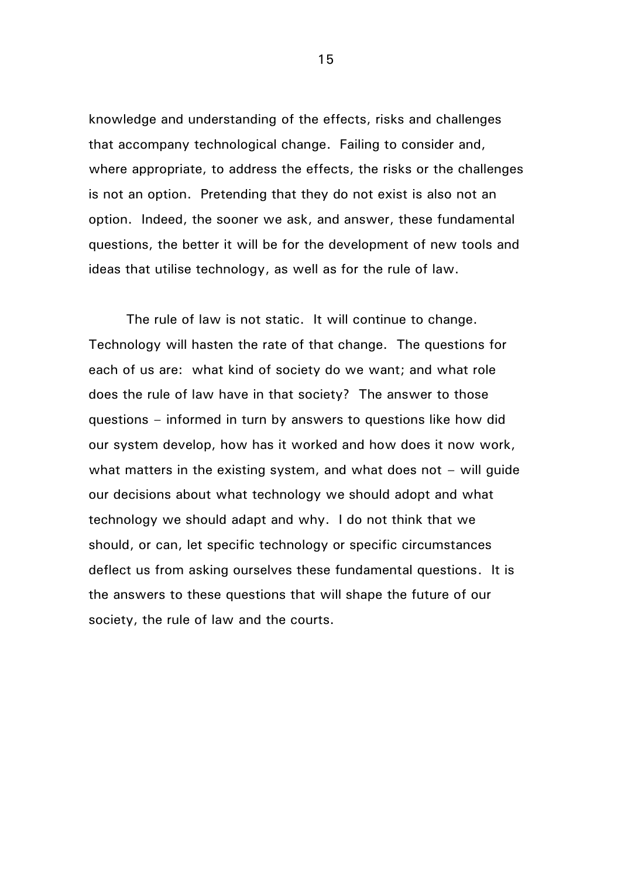knowledge and understanding of the effects, risks and challenges that accompany technological change. Failing to consider and, where appropriate, to address the effects, the risks or the challenges is not an option. Pretending that they do not exist is also not an option. Indeed, the sooner we ask, and answer, these fundamental questions, the better it will be for the development of new tools and ideas that utilise technology, as well as for the rule of law.

The rule of law is not static. It will continue to change. Technology will hasten the rate of that change. The questions for each of us are: what kind of society do we want; and what role does the rule of law have in that society? The answer to those questions – informed in turn by answers to questions like how did our system develop, how has it worked and how does it now work, what matters in the existing system, and what does not – will guide our decisions about what technology we should adopt and what technology we should adapt and why. I do not think that we should, or can, let specific technology or specific circumstances deflect us from asking ourselves these fundamental questions. It is the answers to these questions that will shape the future of our society, the rule of law and the courts.